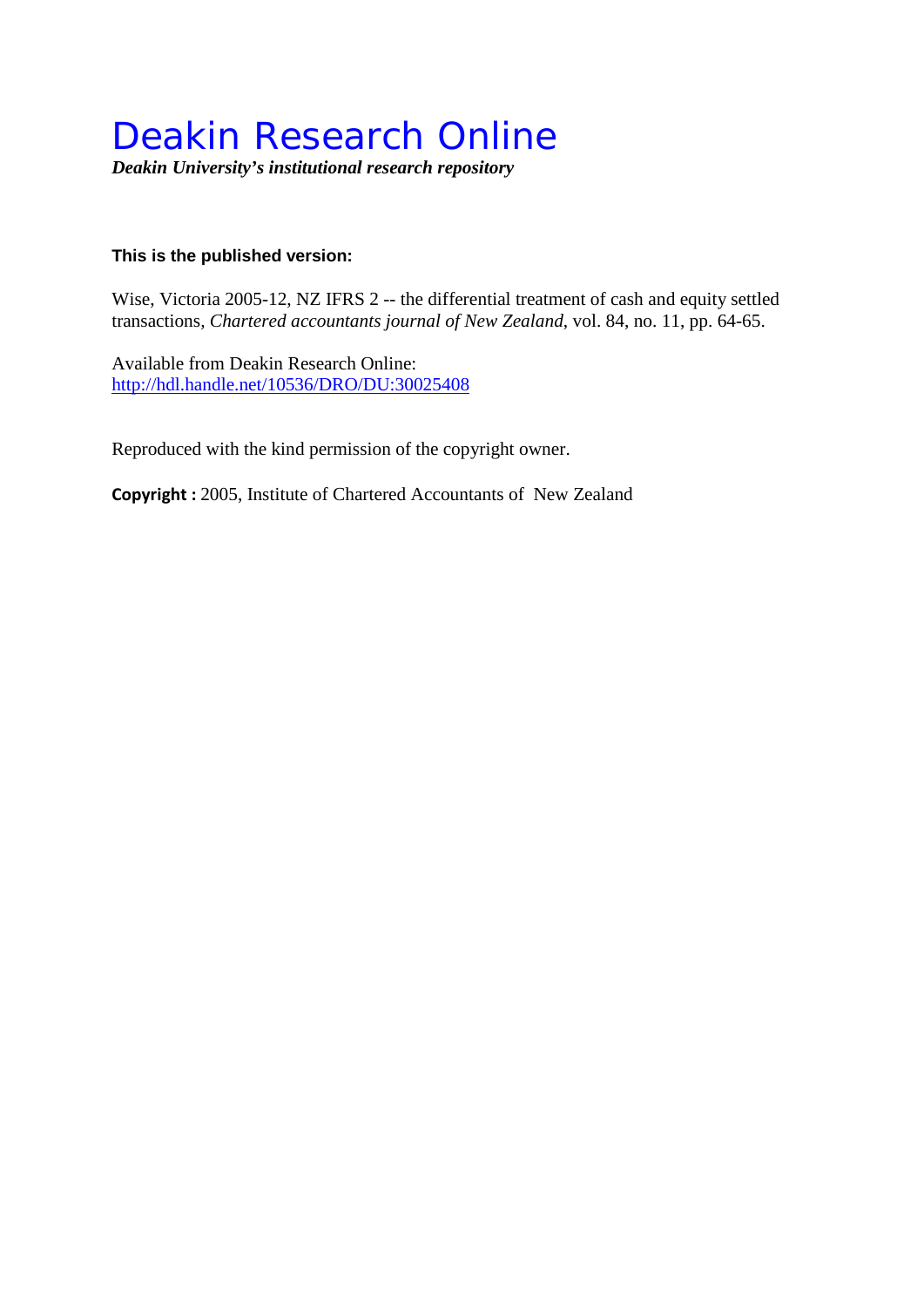# Deakin Research Online

***Deakin University's institutional research repository***

**This is the published version:**

Wise, Victoria 2005-12, NZ IFRS 2 -- the differential treatment of cash and equity settled transactions, *Chartered accountants journal of New Zealand*, vol. 84, no. 11, pp. 64-65.

Available from Deakin Research Online:
http://hdl.handle.net/10536/DRO/DU:30025408

Reproduced with the kind permission of the copyright owner.

**Copyright :** 2005, Institute of Chartered Accountants of New Zealand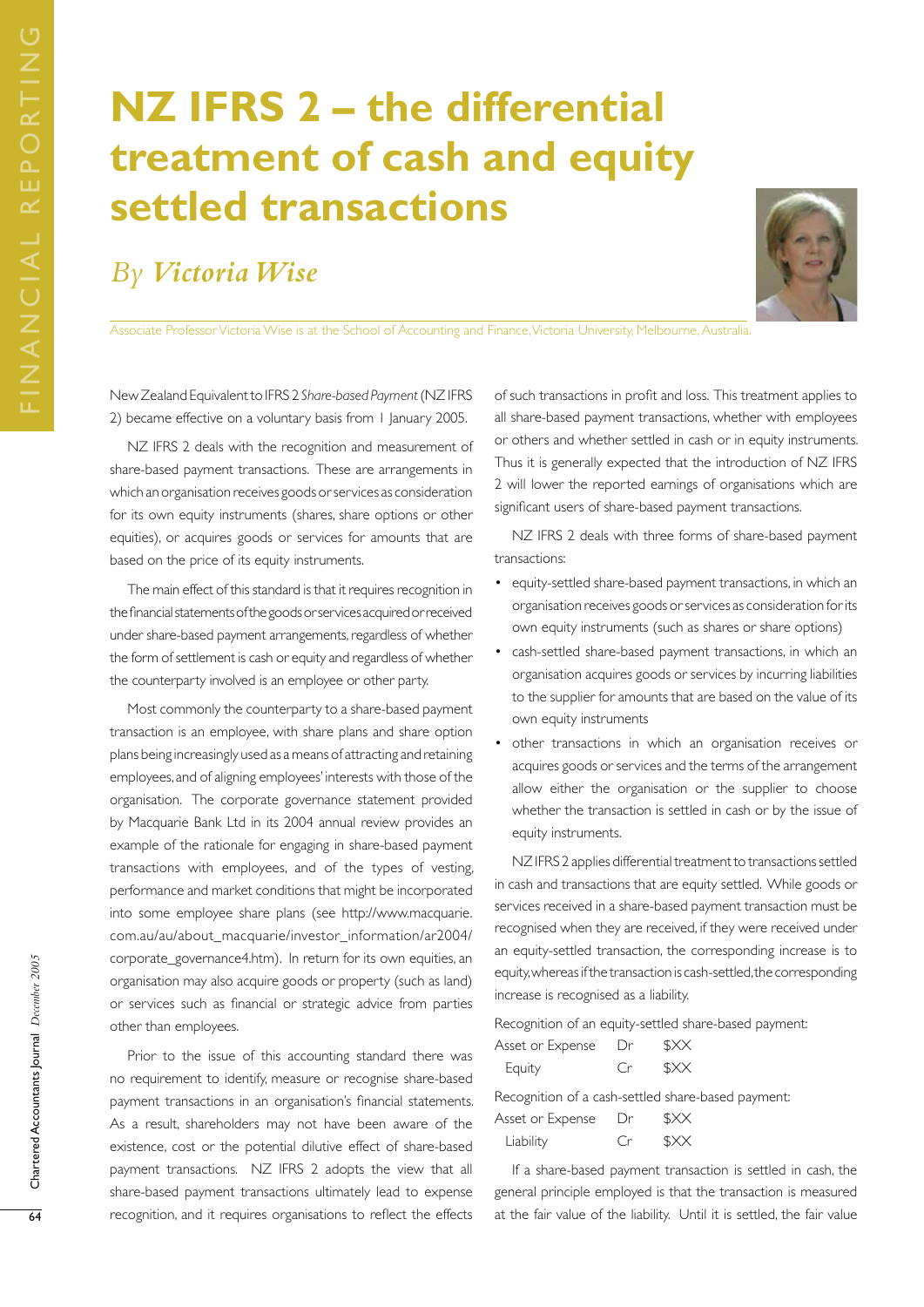# NZ IFRS 2 – the differential treatment of cash and equity settled transactions

*By Victoria Wise*

Associate Professor Victoria Wise is at the School of Accounting and Finance, Victoria University, Melbourne, Australia.

New Zealand Equivalent to IFRS 2 *Share-based Payment* (NZ IFRS 2) became effective on a voluntary basis from 1 January 2005.

NZ IFRS 2 deals with the recognition and measurement of share-based payment transactions. These are arrangements in which an organisation receives goods or services as consideration for its own equity instruments (shares, share options or other equities), or acquires goods or services for amounts that are based on the price of its equity instruments.

The main effect of this standard is that it requires recognition in the financial statements of the goods or services acquired or received under share-based payment arrangements, regardless of whether the form of settlement is cash or equity and regardless of whether the counterparty involved is an employee or other party.

Most commonly the counterparty to a share-based payment transaction is an employee, with share plans and share option plans being increasingly used as a means of attracting and retaining employees, and of aligning employees' interests with those of the organisation. The corporate governance statement provided by Macquarie Bank Ltd in its 2004 annual review provides an example of the rationale for engaging in share-based payment transactions with employees, and of the types of vesting, performance and market conditions that might be incorporated into some employee share plans (see http://www.macquarie.com.au/au/about_macquarie/investor_information/ar2004/corporate_governance4.htm). In return for its own equities, an organisation may also acquire goods or property (such as land) or services such as financial or strategic advice from parties other than employees.

Prior to the issue of this accounting standard there was no requirement to identify, measure or recognise share-based payment transactions in an organisation's financial statements. As a result, shareholders may not have been aware of the existence, cost or the potential dilutive effect of share-based payment transactions. NZ IFRS 2 adopts the view that all share-based payment transactions ultimately lead to expense recognition, and it requires organisations to reflect the effects of such transactions in profit and loss. This treatment applies to all share-based payment transactions, whether with employees or others and whether settled in cash or in equity instruments. Thus it is generally expected that the introduction of NZ IFRS 2 will lower the reported earnings of organisations which are significant users of share-based payment transactions.

NZ IFRS 2 deals with three forms of share-based payment transactions:

- equity-settled share-based payment transactions, in which an organisation receives goods or services as consideration for its own equity instruments (such as shares or share options)
- cash-settled share-based payment transactions, in which an organisation acquires goods or services by incurring liabilities to the supplier for amounts that are based on the value of its own equity instruments
- other transactions in which an organisation receives or acquires goods or services and the terms of the arrangement allow either the organisation or the supplier to choose whether the transaction is settled in cash or by the issue of equity instruments.

NZ IFRS 2 applies differential treatment to transactions settled in cash and transactions that are equity settled. While goods or services received in a share-based payment transaction must be recognised when they are received, if they were received under an equity-settled transaction, the corresponding increase is to equity, whereas if the transaction is cash-settled, the corresponding increase is recognised as a liability.

Recognition of an equity-settled share-based payment:

| | | |
|---|---|---|
| Asset or Expense | Dr | $XX |
| Equity | Cr | $XX |

Recognition of a cash-settled share-based payment:

| | | |
|---|---|---|
| Asset or Expense | Dr | $XX |
| Liability | Cr | $XX |

If a share-based payment transaction is settled in cash, the general principle employed is that the transaction is measured at the fair value of the liability. Until it is settled, the fair value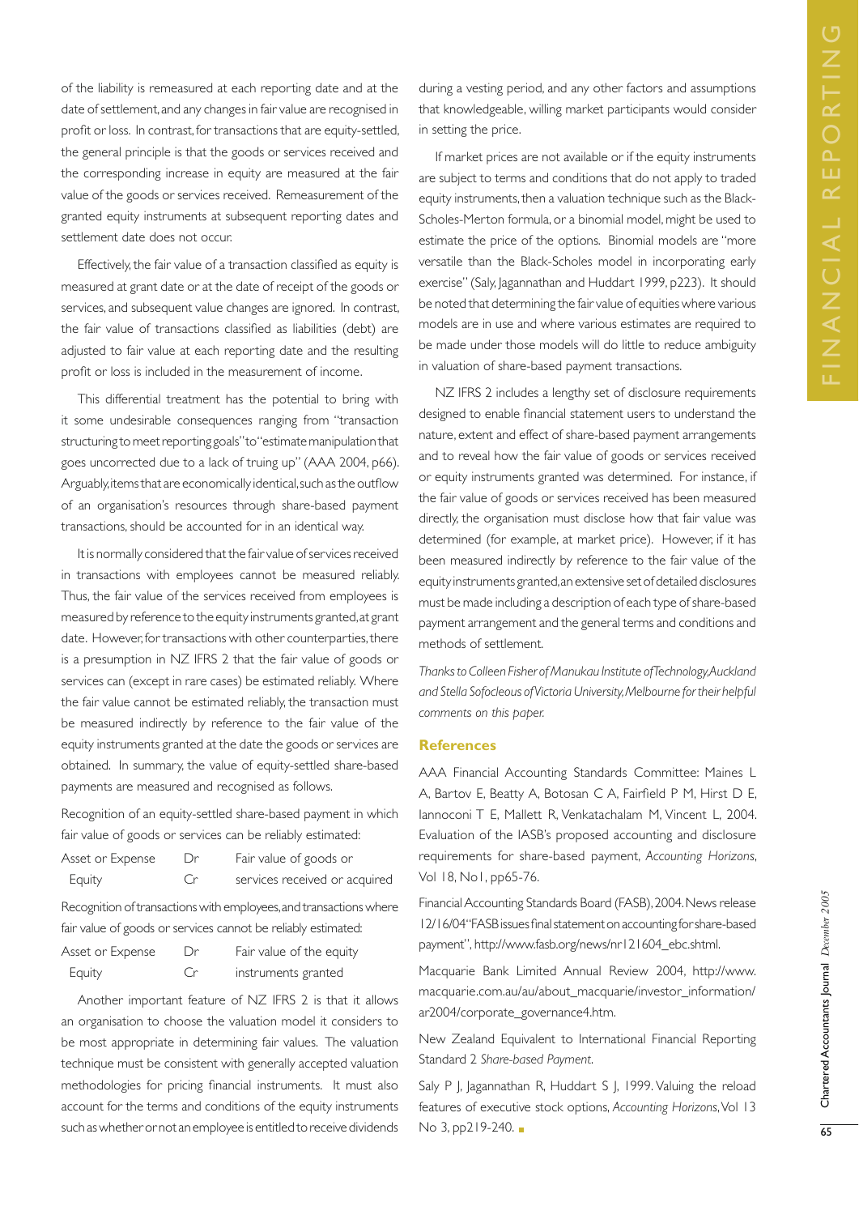of the liability is remeasured at each reporting date and at the date of settlement, and any changes in fair value are recognised in profit or loss. In contrast, for transactions that are equity-settled, the general principle is that the goods or services received and the corresponding increase in equity are measured at the fair value of the goods or services received. Remeasurement of the granted equity instruments at subsequent reporting dates and settlement date does not occur.

Effectively, the fair value of a transaction classified as equity is measured at grant date or at the date of receipt of the goods or services, and subsequent value changes are ignored. In contrast, the fair value of transactions classified as liabilities (debt) are adjusted to fair value at each reporting date and the resulting profit or loss is included in the measurement of income.

This differential treatment has the potential to bring with it some undesirable consequences ranging from "transaction structuring to meet reporting goals" to "estimate manipulation that goes uncorrected due to a lack of truing up" (AAA 2004, p66). Arguably, items that are economically identical, such as the outflow of an organisation's resources through share-based payment transactions, should be accounted for in an identical way.

It is normally considered that the fair value of services received in transactions with employees cannot be measured reliably. Thus, the fair value of the services received from employees is measured by reference to the equity instruments granted, at grant date. However, for transactions with other counterparties, there is a presumption in NZ IFRS 2 that the fair value of goods or services can (except in rare cases) be estimated reliably. Where the fair value cannot be estimated reliably, the transaction must be measured indirectly by reference to the fair value of the equity instruments granted at the date the goods or services are obtained. In summary, the value of equity-settled share-based payments are measured and recognised as follows.

Recognition of an equity-settled share-based payment in which fair value of goods or services can be reliably estimated:

| | | |
|---|---|---|
| Asset or Expense | Dr | Fair value of goods or |
| Equity | Cr | services received or acquired |

Recognition of transactions with employees, and transactions where fair value of goods or services cannot be reliably estimated:

| | | |
|---|---|---|
| Asset or Expense | Dr | Fair value of the equity |
| Equity | Cr | instruments granted |

Another important feature of NZ IFRS 2 is that it allows an organisation to choose the valuation model it considers to be most appropriate in determining fair values. The valuation technique must be consistent with generally accepted valuation methodologies for pricing financial instruments. It must also account for the terms and conditions of the equity instruments such as whether or not an employee is entitled to receive dividends during a vesting period, and any other factors and assumptions that knowledgeable, willing market participants would consider in setting the price.

If market prices are not available or if the equity instruments are subject to terms and conditions that do not apply to traded equity instruments, then a valuation technique such as the Black-Scholes-Merton formula, or a binomial model, might be used to estimate the price of the options. Binomial models are "more versatile than the Black-Scholes model in incorporating early exercise" (Saly, Jagannathan and Huddart 1999, p223). It should be noted that determining the fair value of equities where various models are in use and where various estimates are required to be made under those models will do little to reduce ambiguity in valuation of share-based payment transactions.

NZ IFRS 2 includes a lengthy set of disclosure requirements designed to enable financial statement users to understand the nature, extent and effect of share-based payment arrangements and to reveal how the fair value of goods or services received or equity instruments granted was determined. For instance, if the fair value of goods or services received has been measured directly, the organisation must disclose how that fair value was determined (for example, at market price). However, if it has been measured indirectly by reference to the fair value of the equity instruments granted, an extensive set of detailed disclosures must be made including a description of each type of share-based payment arrangement and the general terms and conditions and methods of settlement.

*Thanks to Colleen Fisher of Manukau Institute of Technology, Auckland and Stella Sofocleous of Victoria University, Melbourne for their helpful comments on this paper.*

## References

AAA Financial Accounting Standards Committee: Maines L A, Bartov E, Beatty A, Botosan C A, Fairfield P M, Hirst D E, Iannoconi T E, Mallett R, Venkatachalam M, Vincent L, 2004. Evaluation of the IASB's proposed accounting and disclosure requirements for share-based payment, *Accounting Horizons*, Vol 18, No1, pp65-76.

Financial Accounting Standards Board (FASB), 2004. News release 12/16/04 "FASB issues final statement on accounting for share-based payment", http://www.fasb.org/news/nr121604_ebc.shtml.

Macquarie Bank Limited Annual Review 2004, http://www.macquarie.com.au/au/about_macquarie/investor_information/ar2004/corporate_governance4.htm.

New Zealand Equivalent to International Financial Reporting Standard 2 *Share-based Payment*.

Saly P J, Jagannathan R, Huddart S J, 1999. Valuing the reload features of executive stock options, *Accounting Horizons*, Vol 13 No 3, pp219-240.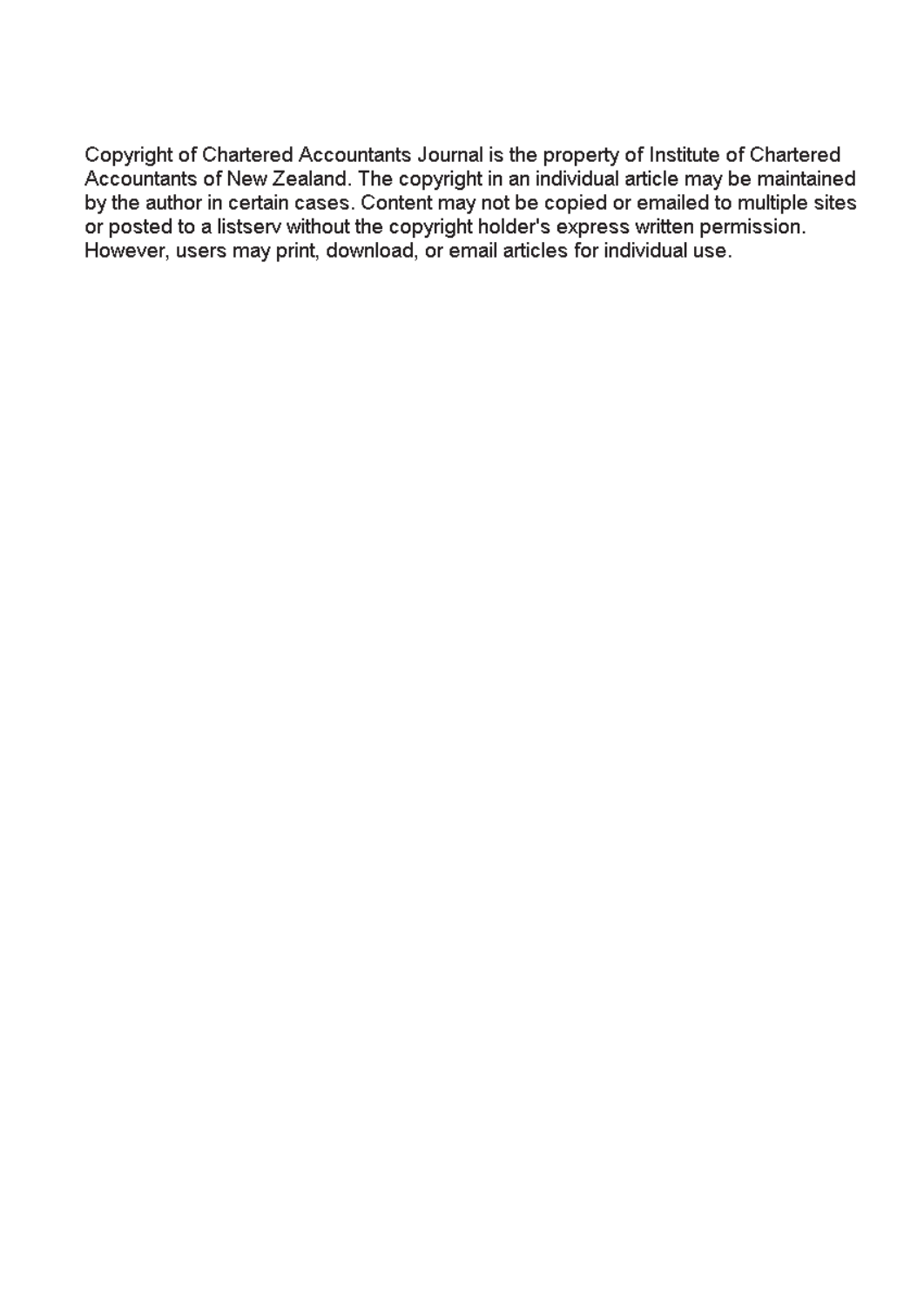Copyright of Chartered Accountants Journal is the property of Institute of Chartered Accountants of New Zealand. The copyright in an individual article may be maintained by the author in certain cases. Content may not be copied or emailed to multiple sites or posted to a listserv without the copyright holder's express written permission. However, users may print, download, or email articles for individual use.